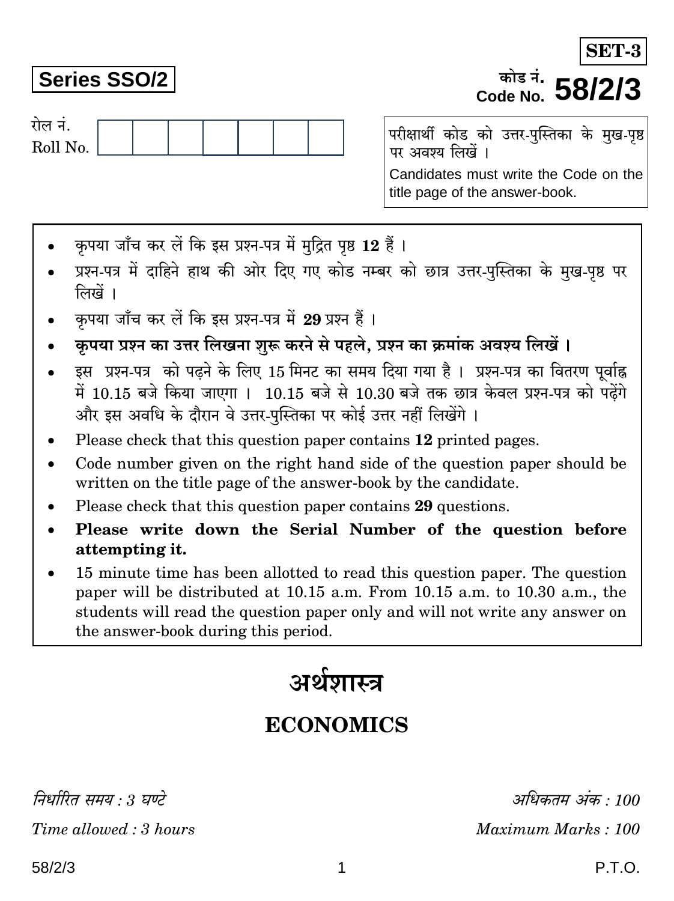**SET-3**

**Series SSO/2**

कोड नं. **Code No. 58/2/3**

रोल नं.
Roll No.

| | | | | | | |
|---|---|---|---|---|---|---|
| | | | | | | |

परीक्षार्थी कोड को उत्तर-पुस्तिका के मुख-पृष्ठ पर अवश्य लिखें ।

Candidates must write the Code on the title page of the answer-book.

- कृपया जाँच कर लें कि इस प्रश्न-पत्र में मुद्रित पृष्ठ **12** हैं ।
- प्रश्न-पत्र में दाहिने हाथ की ओर दिए गए कोड नम्बर को छात्र उत्तर-पुस्तिका के मुख-पृष्ठ पर लिखें ।
- कृपया जाँच कर लें कि इस प्रश्न-पत्र में **29** प्रश्न हैं ।
- **कृपया प्रश्न का उत्तर लिखना शुरू करने से पहले, प्रश्न का क्रमांक अवश्य लिखें ।**
- इस प्रश्न-पत्र को पढ़ने के लिए 15 मिनट का समय दिया गया है । प्रश्न-पत्र का वितरण पूर्वाह्न में 10.15 बजे किया जाएगा । 10.15 बजे से 10.30 बजे तक छात्र केवल प्रश्न-पत्र को पढ़ेंगे और इस अवधि के दौरान वे उत्तर-पुस्तिका पर कोई उत्तर नहीं लिखेंगे ।
- Please check that this question paper contains **12** printed pages.
- Code number given on the right hand side of the question paper should be written on the title page of the answer-book by the candidate.
- Please check that this question paper contains **29** questions.
- **Please write down the Serial Number of the question before attempting it.**
- 15 minute time has been allotted to read this question paper. The question paper will be distributed at 10.15 a.m. From 10.15 a.m. to 10.30 a.m., the students will read the question paper only and will not write any answer on the answer-book during this period.

# अर्थशास्त्र

# ECONOMICS

*निर्धारित समय : 3 घण्टे* | *अधिकतम अंक : 100*

*Time allowed : 3 hours* | *Maximum Marks : 100*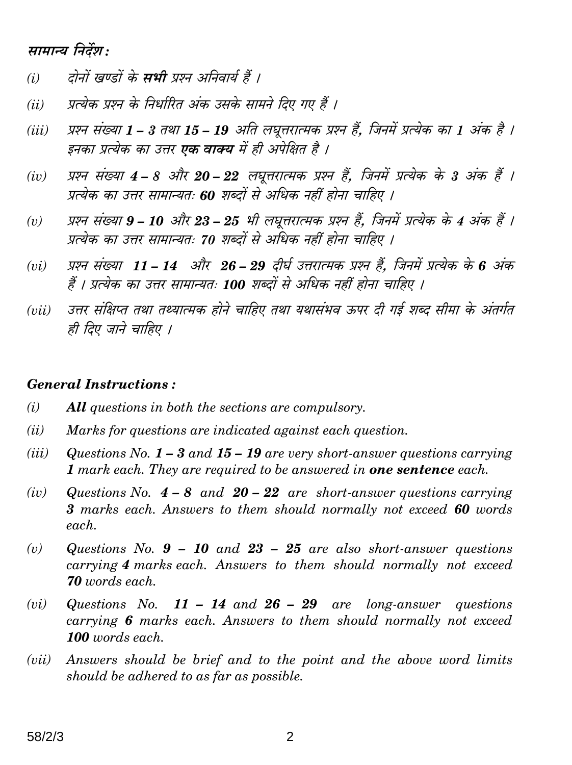*सामान्य निर्देश :*

*(i)* दोनों खण्डों के **सभी** प्रश्न अनिवार्य हैं ।

*(ii)* प्रत्येक प्रश्न के निर्धारित अंक उसके सामने दिए गए हैं ।

*(iii)* प्रश्न संख्या **1 – 3** तथा **15 – 19** अति लघूत्तरात्मक प्रश्न हैं, जिनमें प्रत्येक का **1** अंक है । इनका प्रत्येक का उत्तर **एक वाक्य** में ही अपेक्षित है ।

*(iv)* प्रश्न संख्या **4 – 8** और **20 – 22** लघूत्तरात्मक प्रश्न हैं, जिनमें प्रत्येक के **3** अंक हैं । प्रत्येक का उत्तर सामान्यतः **60** शब्दों से अधिक नहीं होना चाहिए ।

*(v)* प्रश्न संख्या **9 – 10** और **23 – 25** भी लघूत्तरात्मक प्रश्न हैं, जिनमें प्रत्येक के **4** अंक हैं । प्रत्येक का उत्तर सामान्यतः **70** शब्दों से अधिक नहीं होना चाहिए ।

*(vi)* प्रश्न संख्या **11 – 14** और **26 – 29** दीर्घ उत्तरात्मक प्रश्न हैं, जिनमें प्रत्येक के **6** अंक हैं । प्रत्येक का उत्तर सामान्यतः **100** शब्दों से अधिक नहीं होना चाहिए ।

*(vii)* उत्तर संक्षिप्त तथा तथ्यात्मक होने चाहिए तथा यथासंभव ऊपर दी गई शब्द सीमा के अंतर्गत ही दिए जाने चाहिए ।

***General Instructions :***

*(i)* ***All*** *questions in both the sections are compulsory.*

*(ii)* *Marks for questions are indicated against each question.*

*(iii)* *Questions No.* ***1 – 3*** *and* ***15 – 19*** *are very short-answer questions carrying* ***1*** *mark each. They are required to be answered in* ***one sentence*** *each.*

*(iv)* *Questions No.* ***4 – 8*** *and* ***20 – 22*** *are short-answer questions carrying* ***3*** *marks each. Answers to them should normally not exceed* ***60*** *words each.*

*(v)* *Questions No.* ***9 – 10*** *and* ***23 – 25*** *are also short-answer questions carrying* ***4*** *marks each. Answers to them should normally not exceed* ***70*** *words each.*

*(vi)* *Questions No.* ***11 – 14*** *and* ***26 – 29*** *are long-answer questions carrying* ***6*** *marks each. Answers to them should normally not exceed* ***100*** *words each.*

*(vii)* *Answers should be brief and to the point and the above word limits should be adhered to as far as possible.*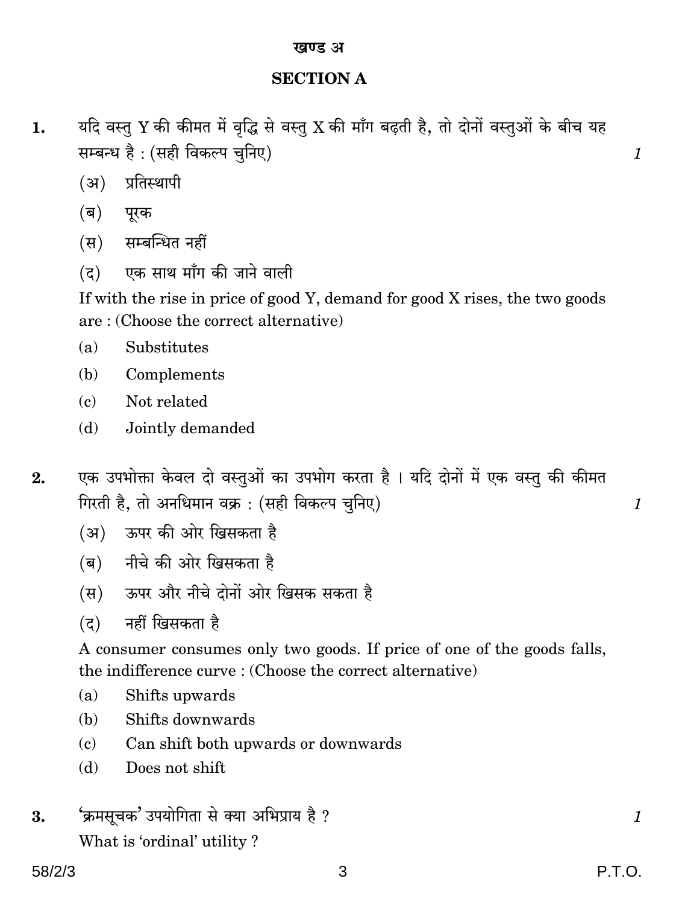## खण्ड अ

## SECTION A

**1.** यदि वस्तु Y की कीमत में वृद्धि से वस्तु X की माँग बढ़ती है, तो दोनों वस्तुओं के बीच यह सम्बन्ध है : (सही विकल्प चुनिए) *1*

(अ) प्रतिस्थापी

(ब) पूरक

(स) सम्बन्धित नहीं

(द) एक साथ माँग की जाने वाली

If with the rise in price of good Y, demand for good X rises, the two goods are : (Choose the correct alternative)

(a) Substitutes

(b) Complements

(c) Not related

(d) Jointly demanded

**2.** एक उपभोक्ता केवल दो वस्तुओं का उपभोग करता है । यदि दोनों में एक वस्तु की कीमत गिरती है, तो अनधिमान वक्र : (सही विकल्प चुनिए) *1*

(अ) ऊपर की ओर खिसकता है

(ब) नीचे की ओर खिसकता है

(स) ऊपर और नीचे दोनों ओर खिसक सकता है

(द) नहीं खिसकता है

A consumer consumes only two goods. If price of one of the goods falls, the indifference curve : (Choose the correct alternative)

(a) Shifts upwards

(b) Shifts downwards

(c) Can shift both upwards or downwards

(d) Does not shift

**3.** 'क्रमसूचक' उपयोगिता से क्या अभिप्राय है ? *1*

What is 'ordinal' utility ?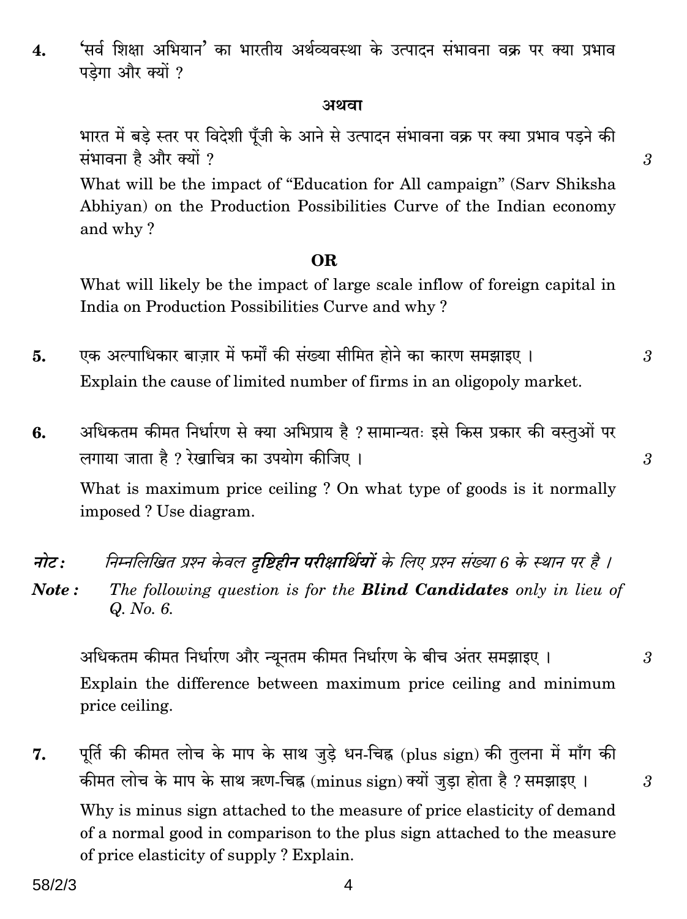4. 'सर्व शिक्षा अभियान' का भारतीय अर्थव्यवस्था के उत्पादन संभावना वक्र पर क्या प्रभाव पड़ेगा और क्यों ?

**अथवा**

भारत में बड़े स्तर पर विदेशी पूँजी के आने से उत्पादन संभावना वक्र पर क्या प्रभाव पड़ने की संभावना है और क्यों ? *3*

What will be the impact of "Education for All campaign" (Sarv Shiksha Abhiyan) on the Production Possibilities Curve of the Indian economy and why ?

**OR**

What will likely be the impact of large scale inflow of foreign capital in India on Production Possibilities Curve and why ?

5. एक अल्पाधिकार बाज़ार में फर्मों की संख्या सीमित होने का कारण समझाइए । *3*

Explain the cause of limited number of firms in an oligopoly market.

6. अधिकतम कीमत निर्धारण से क्या अभिप्राय है ? सामान्यतः इसे किस प्रकार की वस्तुओं पर लगाया जाता है ? रेखाचित्र का उपयोग कीजिए । *3*

What is maximum price ceiling ? On what type of goods is it normally imposed ? Use diagram.

*नोट :* *निम्नलिखित प्रश्न केवल **दृष्टिहीन परीक्षार्थियों** के लिए प्रश्न संख्या 6 के स्थान पर है ।*

***Note :*** *The following question is for the **Blind Candidates** only in lieu of Q. No. 6.*

अधिकतम कीमत निर्धारण और न्यूनतम कीमत निर्धारण के बीच अंतर समझाइए । *3*

Explain the difference between maximum price ceiling and minimum price ceiling.

7. पूर्ति की कीमत लोच के माप के साथ जुड़े धन-चिह्न (plus sign) की तुलना में माँग की कीमत लोच के माप के साथ ऋण-चिह्न (minus sign) क्यों जुड़ा होता है ? समझाइए । *3*

Why is minus sign attached to the measure of price elasticity of demand of a normal good in comparison to the plus sign attached to the measure of price elasticity of supply ? Explain.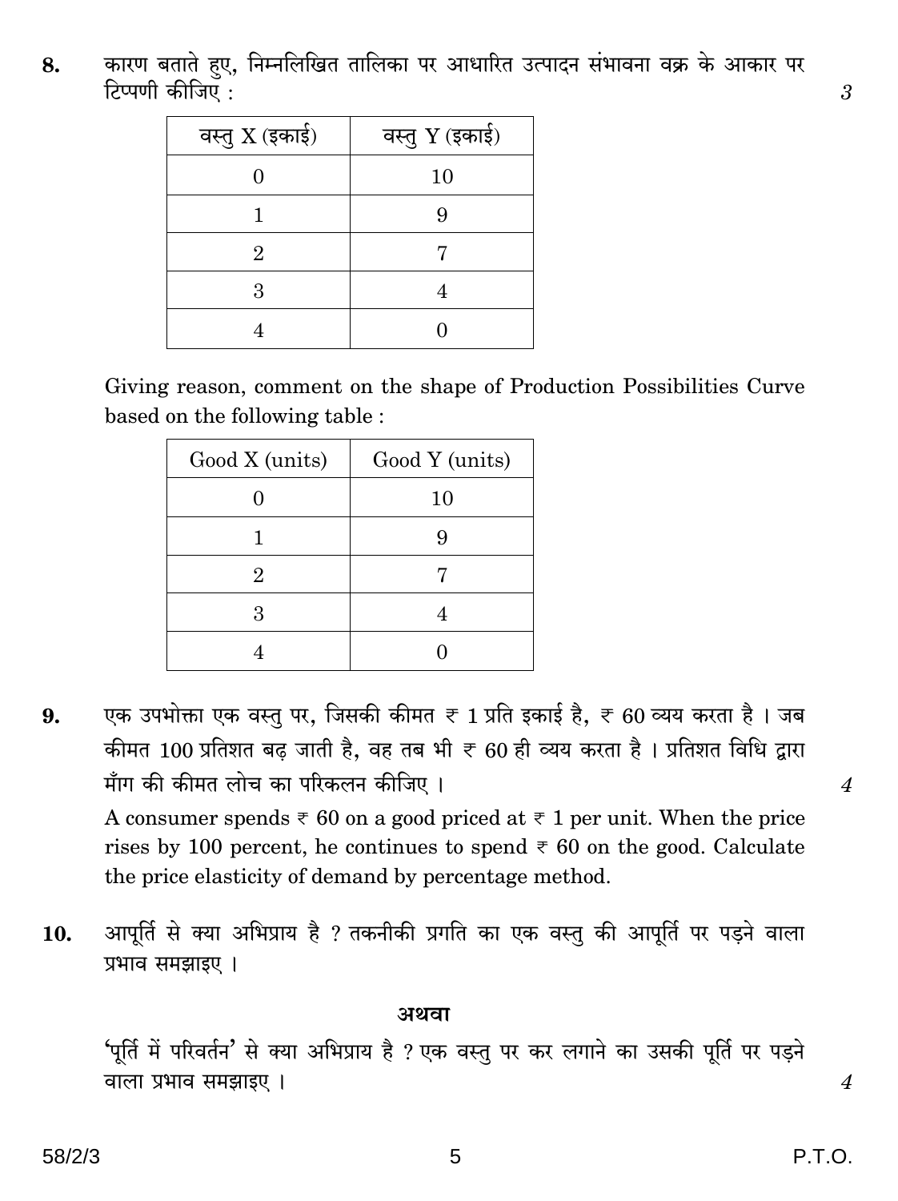**8.** कारण बताते हुए, निम्नलिखित तालिका पर आधारित उत्पादन संभावना वक्र के आकार पर टिप्पणी कीजिए : 3

| वस्तु X (इकाई) | वस्तु Y (इकाई) |
|---|---|
| 0 | 10 |
| 1 | 9 |
| 2 | 7 |
| 3 | 4 |
| 4 | 0 |

Giving reason, comment on the shape of Production Possibilities Curve based on the following table :

| Good X (units) | Good Y (units) |
|---|---|
| 0 | 10 |
| 1 | 9 |
| 2 | 7 |
| 3 | 4 |
| 4 | 0 |

**9.** एक उपभोक्ता एक वस्तु पर, जिसकी कीमत ₹ 1 प्रति इकाई है, ₹ 60 व्यय करता है । जब कीमत 100 प्रतिशत बढ़ जाती है, वह तब भी ₹ 60 ही व्यय करता है । प्रतिशत विधि द्वारा माँग की कीमत लोच का परिकलन कीजिए । 4

A consumer spends ₹ 60 on a good priced at ₹ 1 per unit. When the price rises by 100 percent, he continues to spend ₹ 60 on the good. Calculate the price elasticity of demand by percentage method.

**10.** आपूर्ति से क्या अभिप्राय है ? तकनीकी प्रगति का एक वस्तु की आपूर्ति पर पड़ने वाला प्रभाव समझाइए ।

**अथवा**

'पूर्ति में परिवर्तन' से क्या अभिप्राय है ? एक वस्तु पर कर लगाने का उसकी पूर्ति पर पड़ने वाला प्रभाव समझाइए । 4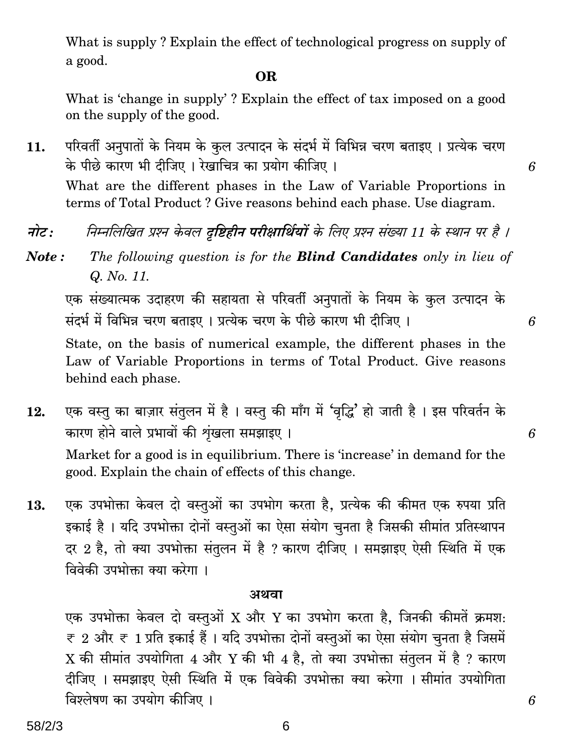What is supply ? Explain the effect of technological progress on supply of a good.

**OR**

What is 'change in supply' ? Explain the effect of tax imposed on a good on the supply of the good.

11. परिवर्ती अनुपातों के नियम के कुल उत्पादन के संदर्भ में विभिन्न चरण बताइए । प्रत्येक चरण के पीछे कारण भी दीजिए । रेखाचित्र का प्रयोग कीजिए । 6

What are the different phases in the Law of Variable Proportions in terms of Total Product ? Give reasons behind each phase. Use diagram.

*नोट : निम्नलिखित प्रश्न केवल **दृष्टिहीन परीक्षार्थियों** के लिए प्रश्न संख्या 11 के स्थान पर है ।*

***Note :*** *The following question is for the **Blind Candidates** only in lieu of Q. No. 11.*

एक संख्यात्मक उदाहरण की सहायता से परिवर्ती अनुपातों के नियम के कुल उत्पादन के संदर्भ में विभिन्न चरण बताइए । प्रत्येक चरण के पीछे कारण भी दीजिए । 6

State, on the basis of numerical example, the different phases in the Law of Variable Proportions in terms of Total Product. Give reasons behind each phase.

12. एक वस्तु का बाज़ार संतुलन में है । वस्तु की माँग में 'वृद्धि' हो जाती है । इस परिवर्तन के कारण होने वाले प्रभावों की शृंखला समझाइए । 6

Market for a good is in equilibrium. There is 'increase' in demand for the good. Explain the chain of effects of this change.

13. एक उपभोक्ता केवल दो वस्तुओं का उपभोग करता है, प्रत्येक की कीमत एक रुपया प्रति इकाई है । यदि उपभोक्ता दोनों वस्तुओं का ऐसा संयोग चुनता है जिसकी सीमांत प्रतिस्थापन दर 2 है, तो क्या उपभोक्ता संतुलन में है ? कारण दीजिए । समझाइए ऐसी स्थिति में एक विवेकी उपभोक्ता क्या करेगा ।

**अथवा**

एक उपभोक्ता केवल दो वस्तुओं X और Y का उपभोग करता है, जिनकी कीमतें क्रमशः ₹ 2 और ₹ 1 प्रति इकाई हैं । यदि उपभोक्ता दोनों वस्तुओं का ऐसा संयोग चुनता है जिसमें X की सीमांत उपयोगिता 4 और Y की भी 4 है, तो क्या उपभोक्ता संतुलन में है ? कारण दीजिए । समझाइए ऐसी स्थिति में एक विवेकी उपभोक्ता क्या करेगा । सीमांत उपयोगिता विश्लेषण का उपयोग कीजिए । 6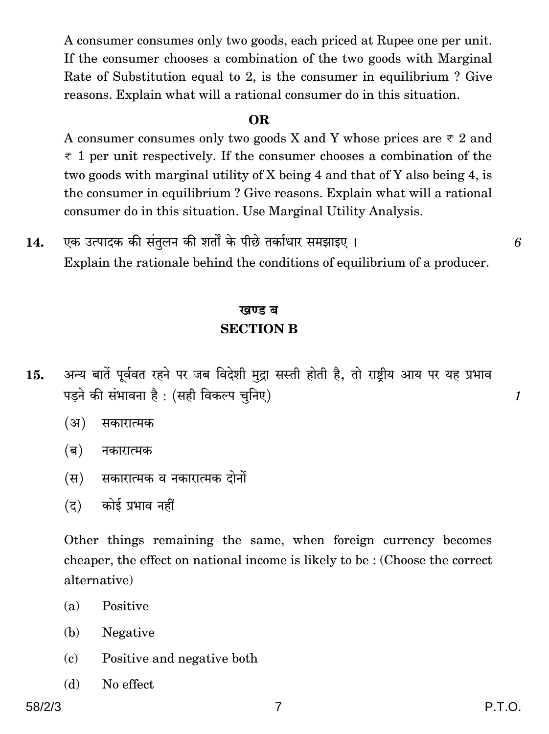A consumer consumes only two goods, each priced at Rupee one per unit. If the consumer chooses a combination of the two goods with Marginal Rate of Substitution equal to 2, is the consumer in equilibrium ? Give reasons. Explain what will a rational consumer do in this situation.

**OR**

A consumer consumes only two goods X and Y whose prices are ₹ 2 and ₹ 1 per unit respectively. If the consumer chooses a combination of the two goods with marginal utility of X being 4 and that of Y also being 4, is the consumer in equilibrium ? Give reasons. Explain what will a rational consumer do in this situation. Use Marginal Utility Analysis.

**14.** एक उत्पादक की संतुलन की शर्तों के पीछे तर्काधार समझाइए । *6*

Explain the rationale behind the conditions of equilibrium of a producer.

## खण्ड ब
## SECTION B

**15.** अन्य बातें पूर्ववत रहने पर जब विदेशी मुद्रा सस्ती होती है, तो राष्ट्रीय आय पर यह प्रभाव पड़ने की संभावना है : (सही विकल्प चुनिए) *1*

(अ) सकारात्मक

(ब) नकारात्मक

(स) सकारात्मक व नकारात्मक दोनों

(द) कोई प्रभाव नहीं

Other things remaining the same, when foreign currency becomes cheaper, the effect on national income is likely to be : (Choose the correct alternative)

(a) Positive

(b) Negative

(c) Positive and negative both

(d) No effect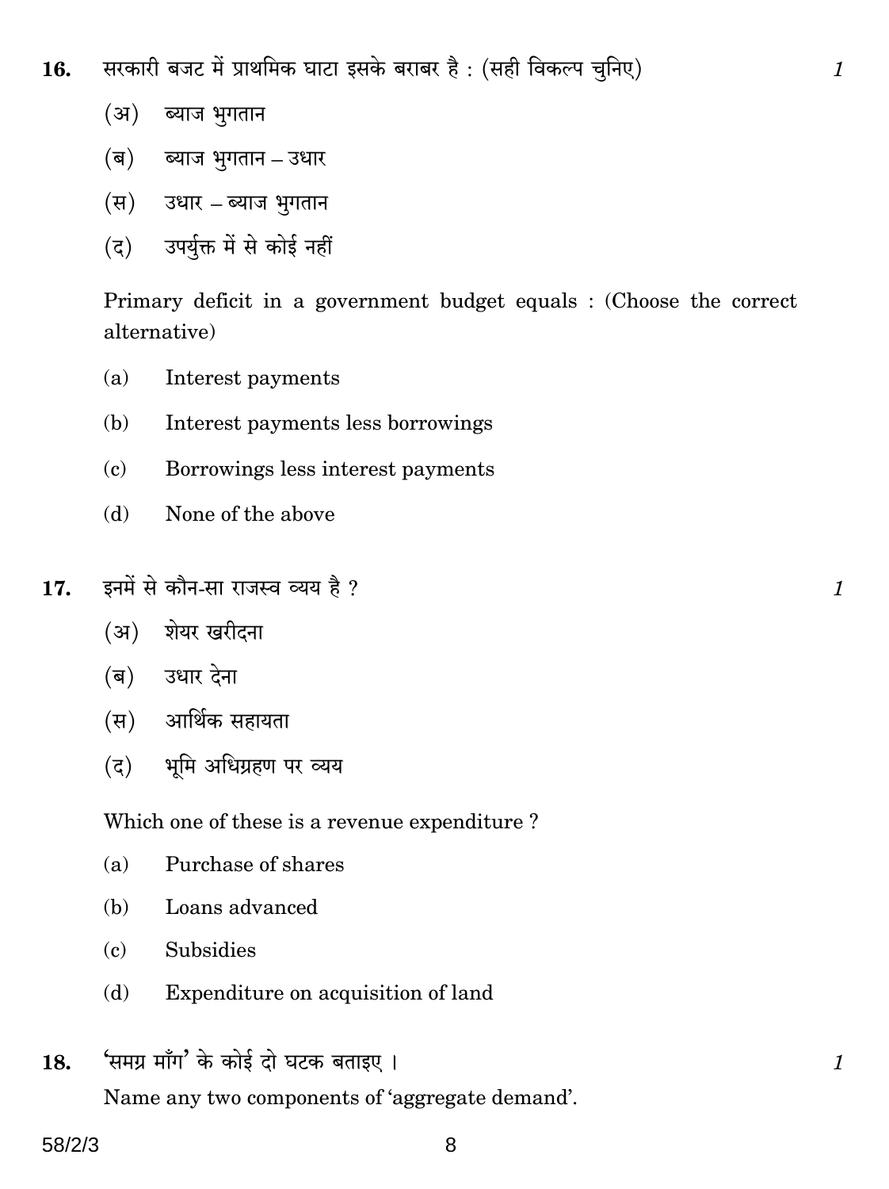16. सरकारी बजट में प्राथमिक घाटा इसके बराबर है : (सही विकल्प चुनिए) *1*

(अ) ब्याज भुगतान

(ब) ब्याज भुगतान – उधार

(स) उधार – ब्याज भुगतान

(द) उपर्युक्त में से कोई नहीं

Primary deficit in a government budget equals : (Choose the correct alternative)

(a) Interest payments

(b) Interest payments less borrowings

(c) Borrowings less interest payments

(d) None of the above

17. इनमें से कौन-सा राजस्व व्यय है ? *1*

(अ) शेयर खरीदना

(ब) उधार देना

(स) आर्थिक सहायता

(द) भूमि अधिग्रहण पर व्यय

Which one of these is a revenue expenditure ?

(a) Purchase of shares

(b) Loans advanced

(c) Subsidies

(d) Expenditure on acquisition of land

18. 'समग्र माँग' के कोई दो घटक बताइए । *1*

Name any two components of 'aggregate demand'.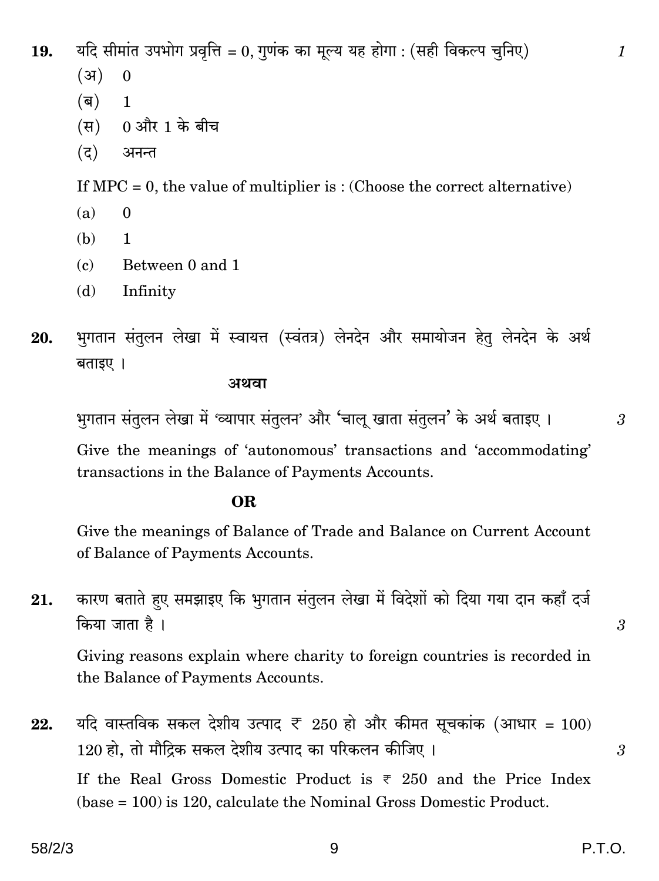**19.** यदि सीमांत उपभोग प्रवृत्ति = 0, गुणंक का मूल्य यह होगा : (सही विकल्प चुनिए) *1*

(अ) 0

(ब) 1

(स) 0 और 1 के बीच

(द) अनन्त

If MPC = 0, the value of multiplier is : (Choose the correct alternative)

(a) 0

(b) 1

(c) Between 0 and 1

(d) Infinity

**20.** भुगतान संतुलन लेखा में स्वायत्त (स्वंतत्र) लेनदेन और समायोजन हेतु लेनदेन के अर्थ बताइए ।

**अथवा**

भुगतान संतुलन लेखा में 'व्यापार संतुलन' और 'चालू खाता संतुलन' के अर्थ बताइए । *3*

Give the meanings of 'autonomous' transactions and 'accommodating' transactions in the Balance of Payments Accounts.

**OR**

Give the meanings of Balance of Trade and Balance on Current Account of Balance of Payments Accounts.

**21.** कारण बताते हुए समझाइए कि भुगतान संतुलन लेखा में विदेशों को दिया गया दान कहाँ दर्ज किया जाता है । *3*

Giving reasons explain where charity to foreign countries is recorded in the Balance of Payments Accounts.

**22.** यदि वास्तविक सकल देशीय उत्पाद ₹ 250 हो और कीमत सूचकांक (आधार = 100) 120 हो, तो मौद्रिक सकल देशीय उत्पाद का परिकलन कीजिए । *3*

If the Real Gross Domestic Product is ₹ 250 and the Price Index (base = 100) is 120, calculate the Nominal Gross Domestic Product.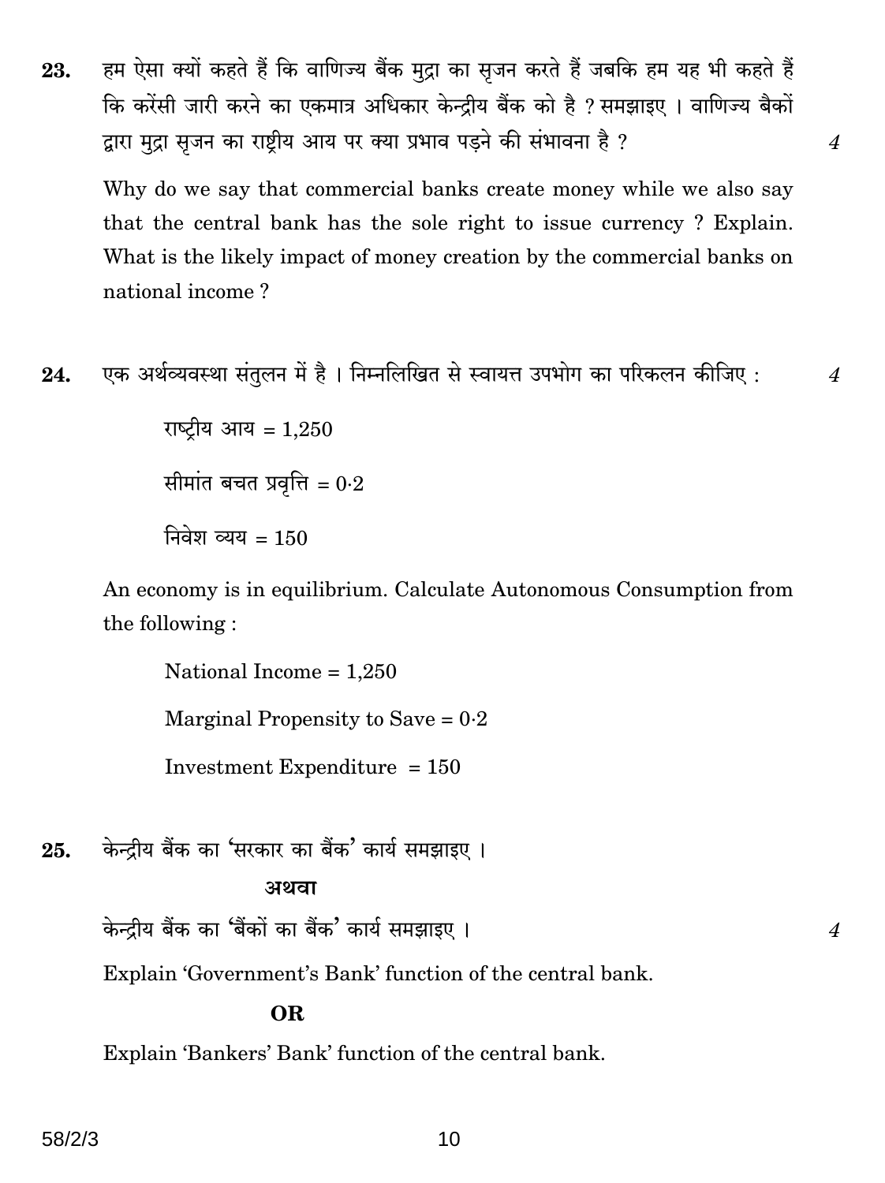**23.** हम ऐसा क्यों कहते हैं कि वाणिज्य बैंक मुद्रा का सृजन करते हैं जबकि हम यह भी कहते हैं कि करेंसी जारी करने का एकमात्र अधिकार केन्द्रीय बैंक को है ? समझाइए । वाणिज्य बैकों द्वारा मुद्रा सृजन का राष्ट्रीय आय पर क्या प्रभाव पड़ने की संभावना है ? *4*

Why do we say that commercial banks create money while we also say that the central bank has the sole right to issue currency ? Explain. What is the likely impact of money creation by the commercial banks on national income ?

**24.** एक अर्थव्यवस्था संतुलन में है । निम्नलिखित से स्वायत्त उपभोग का परिकलन कीजिए : *4*

राष्ट्रीय आय = 1,250

सीमांत बचत प्रवृत्ति = 0·2

निवेश व्यय = 150

An economy is in equilibrium. Calculate Autonomous Consumption from the following :

National Income = 1,250

Marginal Propensity to Save = 0·2

Investment Expenditure = 150

**25.** केन्द्रीय बैंक का 'सरकार का बैंक' कार्य समझाइए ।

**अथवा**

केन्द्रीय बैंक का 'बैंकों का बैंक' कार्य समझाइए । *4*

Explain 'Government's Bank' function of the central bank.

**OR**

Explain 'Bankers' Bank' function of the central bank.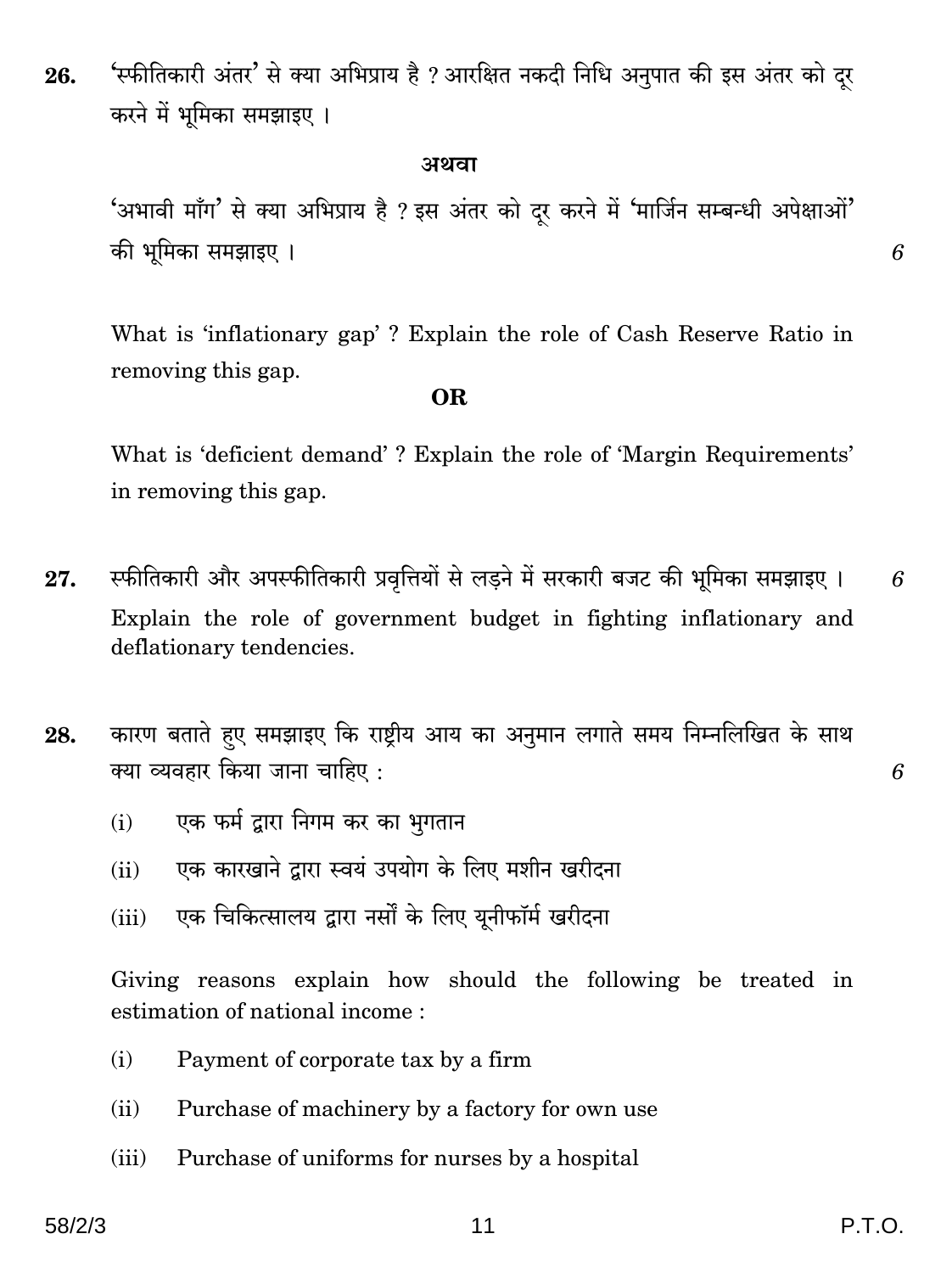**26.** 'स्फीतिकारी अंतर' से क्या अभिप्राय है ? आरक्षित नकदी निधि अनुपात की इस अंतर को दूर करने में भूमिका समझाइए ।

**अथवा**

'अभावी माँग' से क्या अभिप्राय है ? इस अंतर को दूर करने में 'मार्जिन सम्बन्धी अपेक्षाओं' की भूमिका समझाइए । *6*

What is 'inflationary gap' ? Explain the role of Cash Reserve Ratio in removing this gap.

**OR**

What is 'deficient demand' ? Explain the role of 'Margin Requirements' in removing this gap.

**27.** स्फीतिकारी और अपस्फीतिकारी प्रवृत्तियों से लड़ने में सरकारी बजट की भूमिका समझाइए । *6*

Explain the role of government budget in fighting inflationary and deflationary tendencies.

**28.** कारण बताते हुए समझाइए कि राष्ट्रीय आय का अनुमान लगाते समय निम्नलिखित के साथ क्या व्यवहार किया जाना चाहिए : *6*

(i) एक फर्म द्वारा निगम कर का भुगतान

(ii) एक कारखाने द्वारा स्वयं उपयोग के लिए मशीन खरीदना

(iii) एक चिकित्सालय द्वारा नर्सों के लिए यूनीफॉर्म खरीदना

Giving reasons explain how should the following be treated in estimation of national income :

(i) Payment of corporate tax by a firm

(ii) Purchase of machinery by a factory for own use

(iii) Purchase of uniforms for nurses by a hospital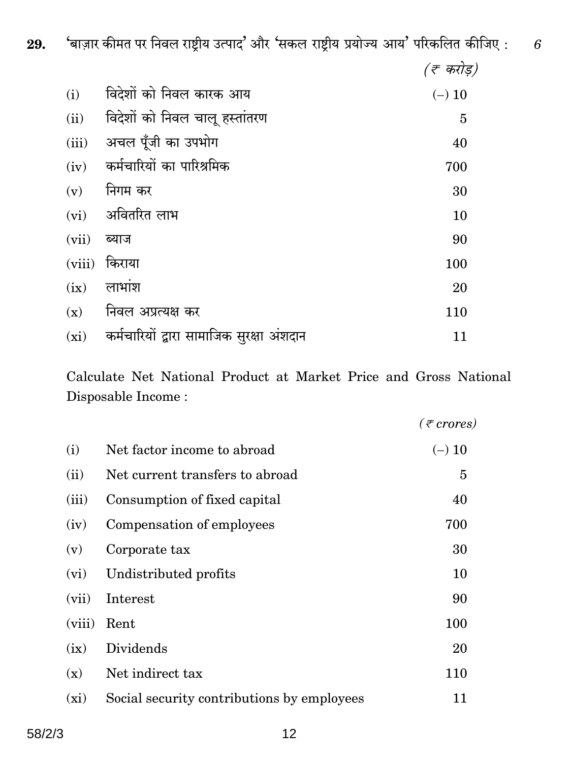**29.** 'बाज़ार कीमत पर निवल राष्ट्रीय उत्पाद' और 'सकल राष्ट्रीय प्रयोज्य आय' परिकलित कीजिए : 6

| | | *(₹ करोड़)* |
|---|---|---|
| (i) | विदेशों को निवल कारक आय | (–) 10 |
| (ii) | विदेशों को निवल चालू हस्तांतरण | 5 |
| (iii) | अचल पूँजी का उपभोग | 40 |
| (iv) | कर्मचारियों का पारिश्रमिक | 700 |
| (v) | निगम कर | 30 |
| (vi) | अवितरित लाभ | 10 |
| (vii) | ब्याज | 90 |
| (viii) | किराया | 100 |
| (ix) | लाभांश | 20 |
| (x) | निवल अप्रत्यक्ष कर | 110 |
| (xi) | कर्मचारियों द्वारा सामाजिक सुरक्षा अंशदान | 11 |

Calculate Net National Product at Market Price and Gross National Disposable Income :

| | | *(₹ crores)* |
|---|---|---|
| (i) | Net factor income to abroad | (–) 10 |
| (ii) | Net current transfers to abroad | 5 |
| (iii) | Consumption of fixed capital | 40 |
| (iv) | Compensation of employees | 700 |
| (v) | Corporate tax | 30 |
| (vi) | Undistributed profits | 10 |
| (vii) | Interest | 90 |
| (viii) | Rent | 100 |
| (ix) | Dividends | 20 |
| (x) | Net indirect tax | 110 |
| (xi) | Social security contributions by employees | 11 |